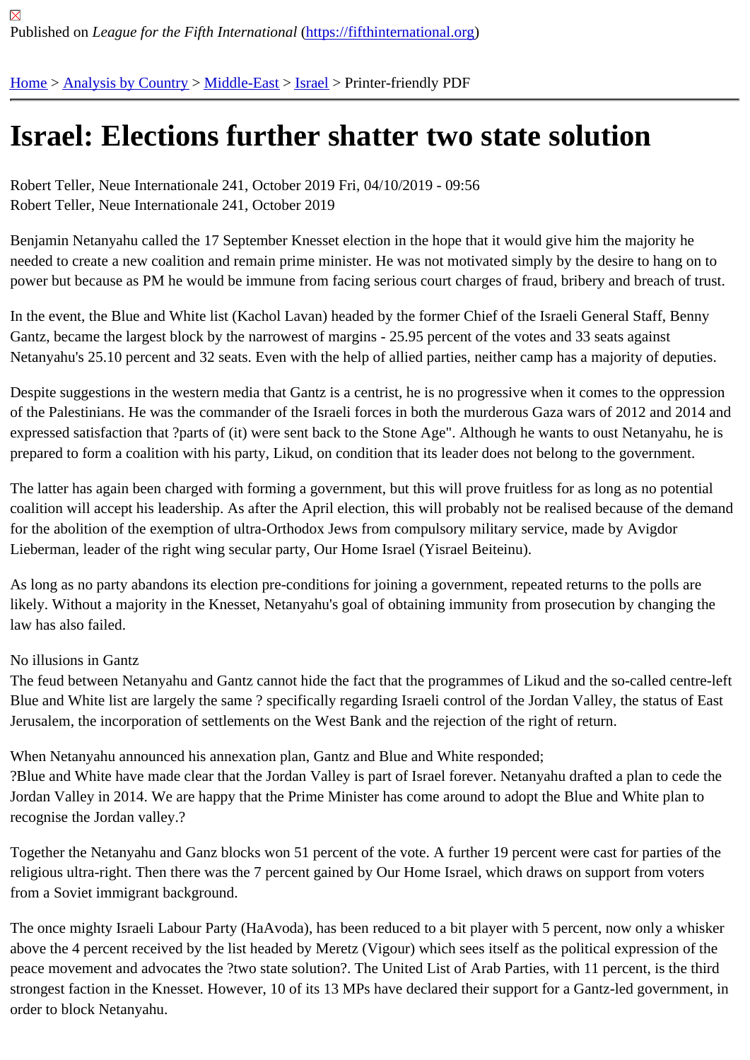Published on *League for the Fifth International* (https://fifthinternational.org)

Home > Analysis by Country > Middle-East > Israel > Printer-friendly PDF

# Israel: Elections further shatter two state solution

Robert Teller, Neue Internationale 241, October 2019 Fri, 04/10/2019 - 09:56
Robert Teller, Neue Internationale 241, October 2019

Benjamin Netanyahu called the 17 September Knesset election in the hope that it would give him the majority he needed to create a new coalition and remain prime minister. He was not motivated simply by the desire to hang on to power but because as PM he would be immune from facing serious court charges of fraud, bribery and breach of trust.

In the event, the Blue and White list (Kachol Lavan) headed by the former Chief of the Israeli General Staff, Benny Gantz, became the largest block by the narrowest of margins - 25.95 percent of the votes and 33 seats against Netanyahu's 25.10 percent and 32 seats. Even with the help of allied parties, neither camp has a majority of deputies.

Despite suggestions in the western media that Gantz is a centrist, he is no progressive when it comes to the oppression of the Palestinians. He was the commander of the Israeli forces in both the murderous Gaza wars of 2012 and 2014 and expressed satisfaction that ?parts of (it) were sent back to the Stone Age". Although he wants to oust Netanyahu, he is prepared to form a coalition with his party, Likud, on condition that its leader does not belong to the government.

The latter has again been charged with forming a government, but this will prove fruitless for as long as no potential coalition will accept his leadership. As after the April election, this will probably not be realised because of the demand for the abolition of the exemption of ultra-Orthodox Jews from compulsory military service, made by Avigdor Lieberman, leader of the right wing secular party, Our Home Israel (Yisrael Beiteinu).

As long as no party abandons its election pre-conditions for joining a government, repeated returns to the polls are likely. Without a majority in the Knesset, Netanyahu's goal of obtaining immunity from prosecution by changing the law has also failed.

No illusions in Gantz

The feud between Netanyahu and Gantz cannot hide the fact that the programmes of Likud and the so-called centre-left Blue and White list are largely the same ? specifically regarding Israeli control of the Jordan Valley, the status of East Jerusalem, the incorporation of settlements on the West Bank and the rejection of the right of return.

When Netanyahu announced his annexation plan, Gantz and Blue and White responded;
?Blue and White have made clear that the Jordan Valley is part of Israel forever. Netanyahu drafted a plan to cede the Jordan Valley in 2014. We are happy that the Prime Minister has come around to adopt the Blue and White plan to recognise the Jordan valley.?

Together the Netanyahu and Ganz blocks won 51 percent of the vote. A further 19 percent were cast for parties of the religious ultra-right. Then there was the 7 percent gained by Our Home Israel, which draws on support from voters from a Soviet immigrant background.

The once mighty Israeli Labour Party (HaAvoda), has been reduced to a bit player with 5 percent, now only a whisker above the 4 percent received by the list headed by Meretz (Vigour) which sees itself as the political expression of the peace movement and advocates the ?two state solution?. The United List of Arab Parties, with 11 percent, is the third strongest faction in the Knesset. However, 10 of its 13 MPs have declared their support for a Gantz-led government, in order to block Netanyahu.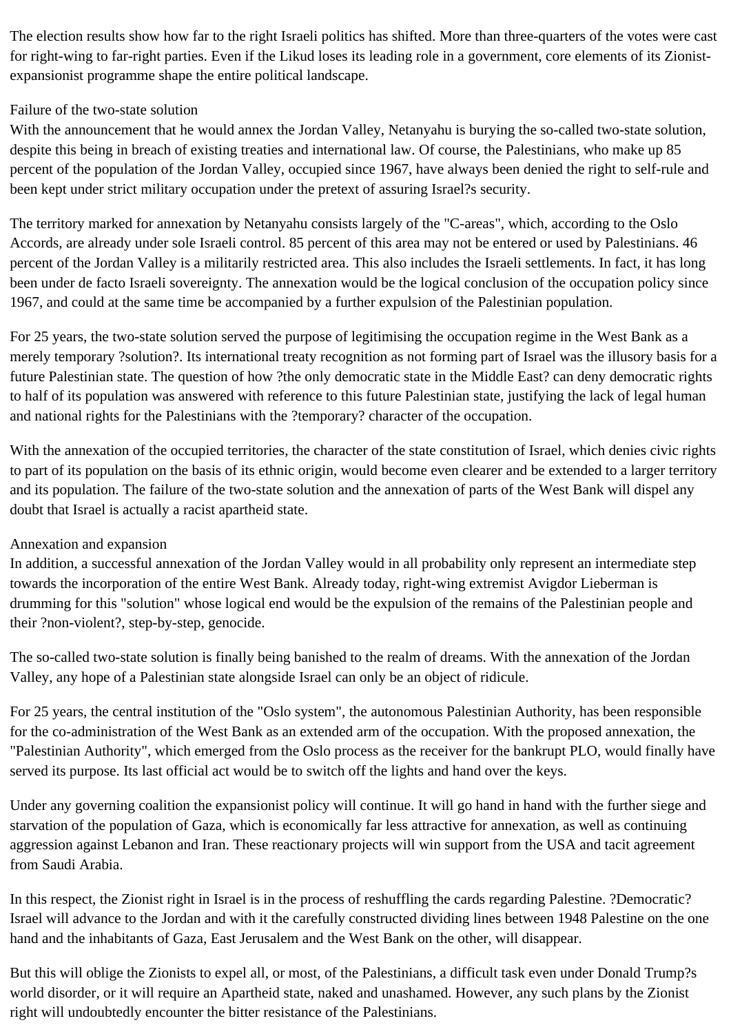The election results show how far to the right Israeli politics has shifted. More than three-quarters of the votes were cast for right-wing to far-right parties. Even if the Likud loses its leading role in a government, core elements of its Zionist-expansionist programme shape the entire political landscape.

## Failure of the two-state solution

With the announcement that he would annex the Jordan Valley, Netanyahu is burying the so-called two-state solution, despite this being in breach of existing treaties and international law. Of course, the Palestinians, who make up 85 percent of the population of the Jordan Valley, occupied since 1967, have always been denied the right to self-rule and been kept under strict military occupation under the pretext of assuring Israel?s security.

The territory marked for annexation by Netanyahu consists largely of the "C-areas", which, according to the Oslo Accords, are already under sole Israeli control. 85 percent of this area may not be entered or used by Palestinians. 46 percent of the Jordan Valley is a militarily restricted area. This also includes the Israeli settlements. In fact, it has long been under de facto Israeli sovereignty. The annexation would be the logical conclusion of the occupation policy since 1967, and could at the same time be accompanied by a further expulsion of the Palestinian population.

For 25 years, the two-state solution served the purpose of legitimising the occupation regime in the West Bank as a merely temporary ?solution?. Its international treaty recognition as not forming part of Israel was the illusory basis for a future Palestinian state. The question of how ?the only democratic state in the Middle East? can deny democratic rights to half of its population was answered with reference to this future Palestinian state, justifying the lack of legal human and national rights for the Palestinians with the ?temporary? character of the occupation.

With the annexation of the occupied territories, the character of the state constitution of Israel, which denies civic rights to part of its population on the basis of its ethnic origin, would become even clearer and be extended to a larger territory and its population. The failure of the two-state solution and the annexation of parts of the West Bank will dispel any doubt that Israel is actually a racist apartheid state.

## Annexation and expansion

In addition, a successful annexation of the Jordan Valley would in all probability only represent an intermediate step towards the incorporation of the entire West Bank. Already today, right-wing extremist Avigdor Lieberman is drumming for this "solution" whose logical end would be the expulsion of the remains of the Palestinian people and their ?non-violent?, step-by-step, genocide.

The so-called two-state solution is finally being banished to the realm of dreams. With the annexation of the Jordan Valley, any hope of a Palestinian state alongside Israel can only be an object of ridicule.

For 25 years, the central institution of the "Oslo system", the autonomous Palestinian Authority, has been responsible for the co-administration of the West Bank as an extended arm of the occupation. With the proposed annexation, the "Palestinian Authority", which emerged from the Oslo process as the receiver for the bankrupt PLO, would finally have served its purpose. Its last official act would be to switch off the lights and hand over the keys.

Under any governing coalition the expansionist policy will continue. It will go hand in hand with the further siege and starvation of the population of Gaza, which is economically far less attractive for annexation, as well as continuing aggression against Lebanon and Iran. These reactionary projects will win support from the USA and tacit agreement from Saudi Arabia.

In this respect, the Zionist right in Israel is in the process of reshuffling the cards regarding Palestine. ?Democratic? Israel will advance to the Jordan and with it the carefully constructed dividing lines between 1948 Palestine on the one hand and the inhabitants of Gaza, East Jerusalem and the West Bank on the other, will disappear.

But this will oblige the Zionists to expel all, or most, of the Palestinians, a difficult task even under Donald Trump?s world disorder, or it will require an Apartheid state, naked and unashamed. However, any such plans by the Zionist right will undoubtedly encounter the bitter resistance of the Palestinians.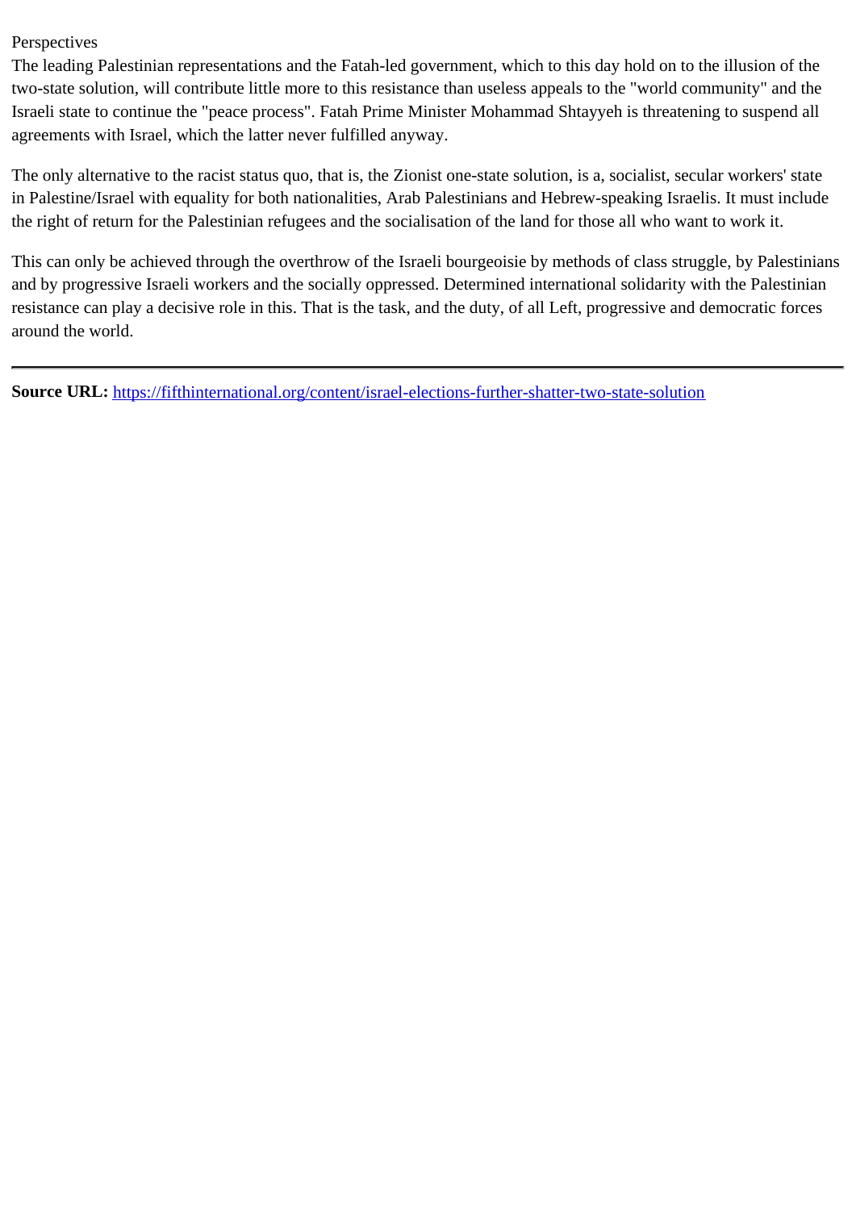Perspectives

The leading Palestinian representations and the Fatah-led government, which to this day hold on to the illusion of the two-state solution, will contribute little more to this resistance than useless appeals to the "world community" and the Israeli state to continue the "peace process". Fatah Prime Minister Mohammad Shtayyeh is threatening to suspend all agreements with Israel, which the latter never fulfilled anyway.

The only alternative to the racist status quo, that is, the Zionist one-state solution, is a, socialist, secular workers' state in Palestine/Israel with equality for both nationalities, Arab Palestinians and Hebrew-speaking Israelis. It must include the right of return for the Palestinian refugees and the socialisation of the land for those all who want to work it.

This can only be achieved through the overthrow of the Israeli bourgeoisie by methods of class struggle, by Palestinians and by progressive Israeli workers and the socially oppressed. Determined international solidarity with the Palestinian resistance can play a decisive role in this. That is the task, and the duty, of all Left, progressive and democratic forces around the world.

---

**Source URL:** https://fifthinternational.org/content/israel-elections-further-shatter-two-state-solution